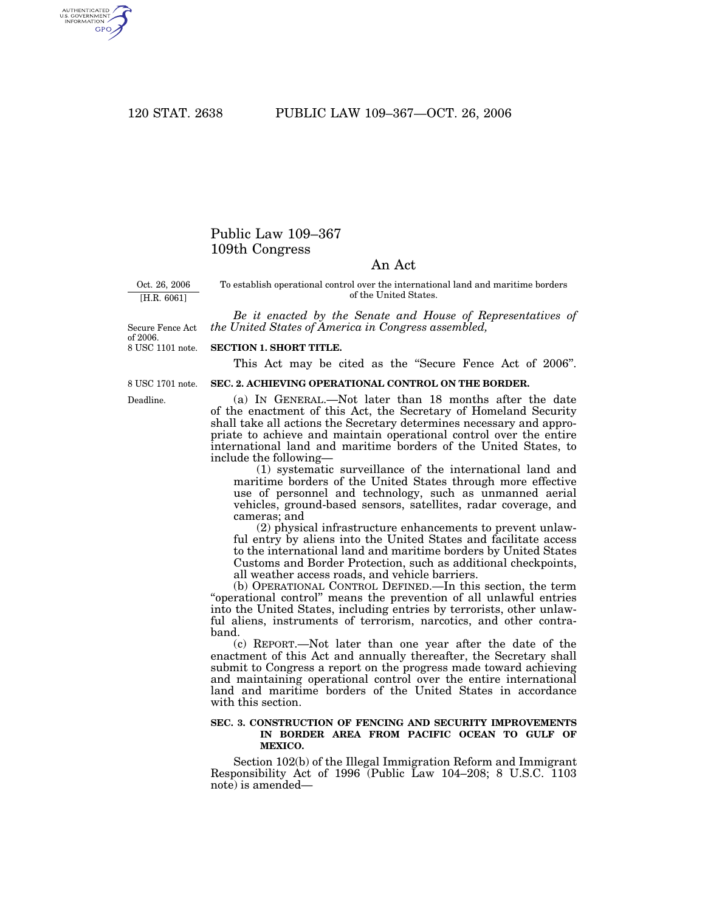# Public Law 109–367
## 109th Congress

## An Act

Oct. 26, 2006
[H.R. 6061]

To establish operational control over the international land and maritime borders of the United States.

*Be it enacted by the Senate and House of Representatives of the United States of America in Congress assembled,*

Secure Fence Act of 2006.
8 USC 1101 note.

**SECTION 1. SHORT TITLE.**

This Act may be cited as the "Secure Fence Act of 2006".

8 USC 1701 note.

**SEC. 2. ACHIEVING OPERATIONAL CONTROL ON THE BORDER.**

Deadline.

(a) IN GENERAL.—Not later than 18 months after the date of the enactment of this Act, the Secretary of Homeland Security shall take all actions the Secretary determines necessary and appropriate to achieve and maintain operational control over the entire international land and maritime borders of the United States, to include the following—

(1) systematic surveillance of the international land and maritime borders of the United States through more effective use of personnel and technology, such as unmanned aerial vehicles, ground-based sensors, satellites, radar coverage, and cameras; and

(2) physical infrastructure enhancements to prevent unlawful entry by aliens into the United States and facilitate access to the international land and maritime borders by United States Customs and Border Protection, such as additional checkpoints, all weather access roads, and vehicle barriers.

(b) OPERATIONAL CONTROL DEFINED.—In this section, the term "operational control" means the prevention of all unlawful entries into the United States, including entries by terrorists, other unlawful aliens, instruments of terrorism, narcotics, and other contraband.

(c) REPORT.—Not later than one year after the date of the enactment of this Act and annually thereafter, the Secretary shall submit to Congress a report on the progress made toward achieving and maintaining operational control over the entire international land and maritime borders of the United States in accordance with this section.

**SEC. 3. CONSTRUCTION OF FENCING AND SECURITY IMPROVEMENTS IN BORDER AREA FROM PACIFIC OCEAN TO GULF OF MEXICO.**

Section 102(b) of the Illegal Immigration Reform and Immigrant Responsibility Act of 1996 (Public Law 104–208; 8 U.S.C. 1103 note) is amended—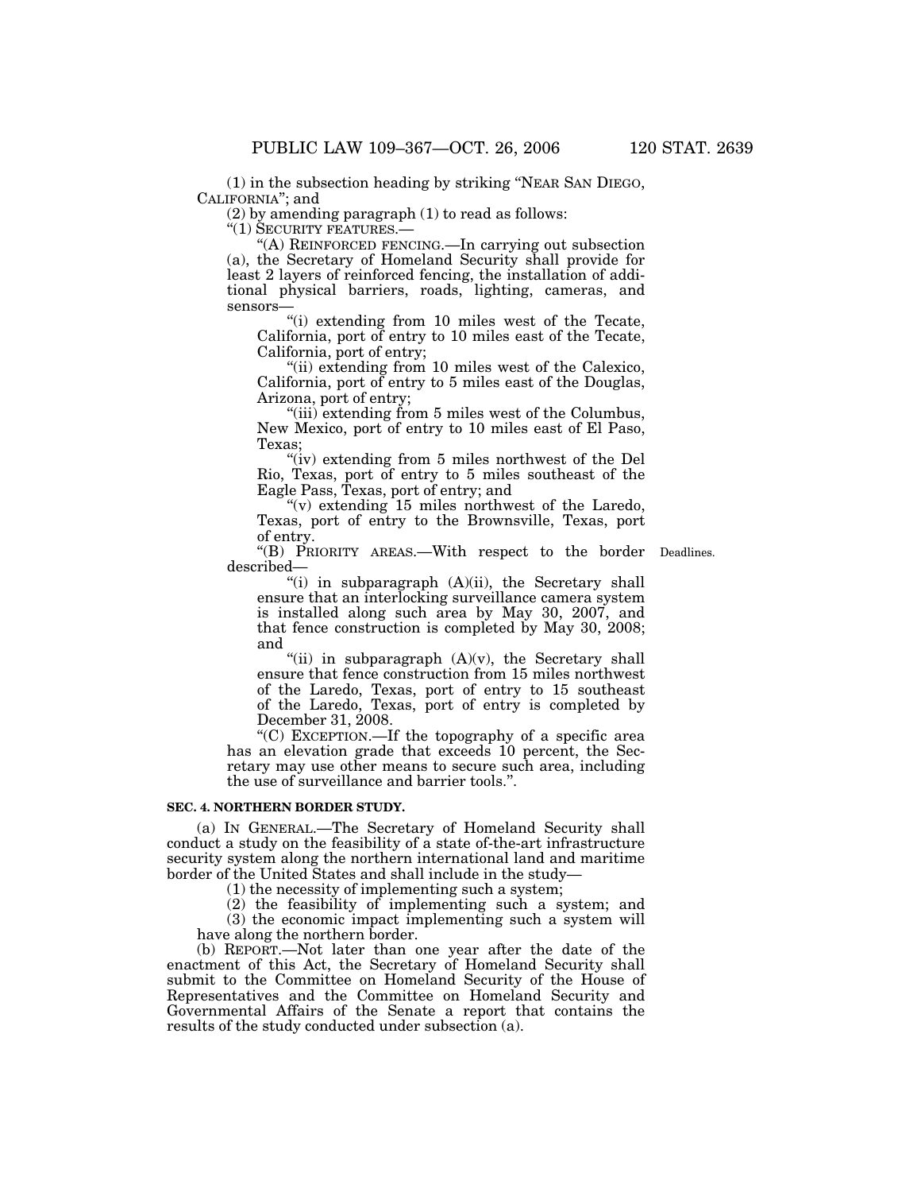(1) in the subsection heading by striking "NEAR SAN DIEGO, CALIFORNIA"; and

(2) by amending paragraph (1) to read as follows:

"(1) SECURITY FEATURES.—

"(A) REINFORCED FENCING.—In carrying out subsection (a), the Secretary of Homeland Security shall provide for least 2 layers of reinforced fencing, the installation of additional physical barriers, roads, lighting, cameras, and sensors—

"(i) extending from 10 miles west of the Tecate, California, port of entry to 10 miles east of the Tecate, California, port of entry;

"(ii) extending from 10 miles west of the Calexico, California, port of entry to 5 miles east of the Douglas, Arizona, port of entry;

"(iii) extending from 5 miles west of the Columbus, New Mexico, port of entry to 10 miles east of El Paso, Texas;

"(iv) extending from 5 miles northwest of the Del Rio, Texas, port of entry to 5 miles southeast of the Eagle Pass, Texas, port of entry; and

"(v) extending 15 miles northwest of the Laredo, Texas, port of entry to the Brownsville, Texas, port of entry.

"(B) PRIORITY AREAS.—With respect to the border described—

Deadlines.

"(i) in subparagraph (A)(ii), the Secretary shall ensure that an interlocking surveillance camera system is installed along such area by May 30, 2007, and that fence construction is completed by May 30, 2008; and

"(ii) in subparagraph (A)(v), the Secretary shall ensure that fence construction from 15 miles northwest of the Laredo, Texas, port of entry to 15 southeast of the Laredo, Texas, port of entry is completed by December 31, 2008.

"(C) EXCEPTION.—If the topography of a specific area has an elevation grade that exceeds 10 percent, the Secretary may use other means to secure such area, including the use of surveillance and barrier tools.".

**SEC. 4. NORTHERN BORDER STUDY.**

(a) IN GENERAL.—The Secretary of Homeland Security shall conduct a study on the feasibility of a state of-the-art infrastructure security system along the northern international land and maritime border of the United States and shall include in the study—

(1) the necessity of implementing such a system;

(2) the feasibility of implementing such a system; and

(3) the economic impact implementing such a system will have along the northern border.

(b) REPORT.—Not later than one year after the date of the enactment of this Act, the Secretary of Homeland Security shall submit to the Committee on Homeland Security of the House of Representatives and the Committee on Homeland Security and Governmental Affairs of the Senate a report that contains the results of the study conducted under subsection (a).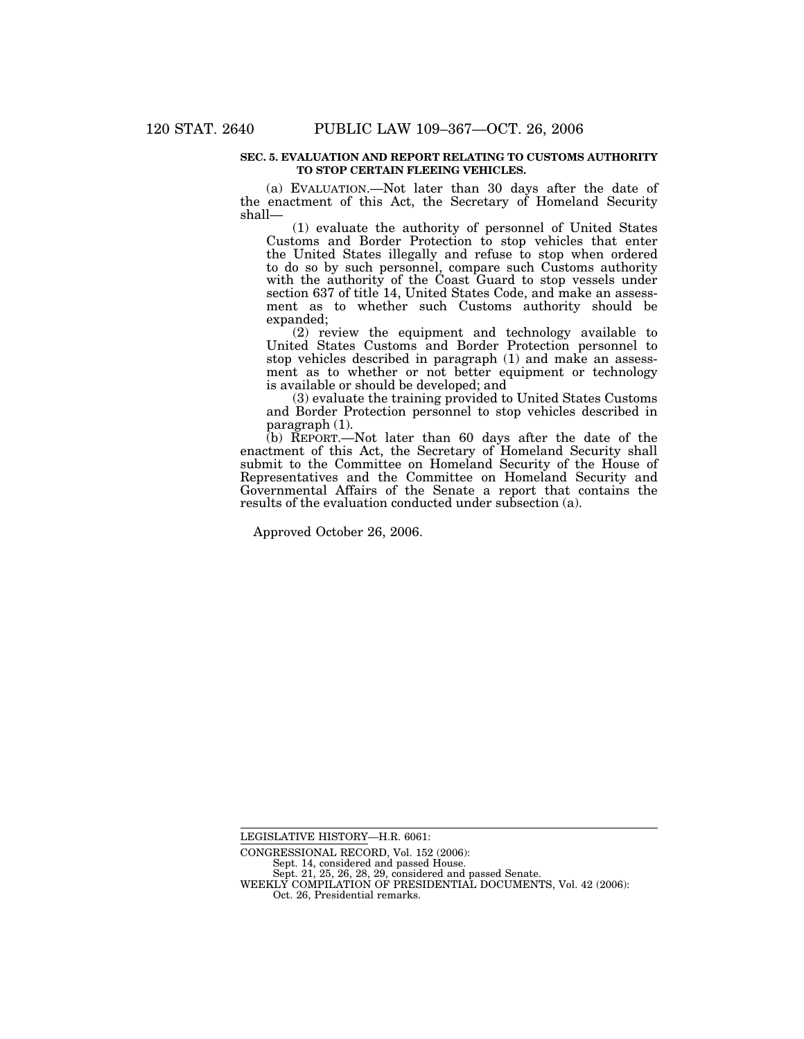**SEC. 5. EVALUATION AND REPORT RELATING TO CUSTOMS AUTHORITY TO STOP CERTAIN FLEEING VEHICLES.**

(a) EVALUATION.—Not later than 30 days after the date of the enactment of this Act, the Secretary of Homeland Security shall—

(1) evaluate the authority of personnel of United States Customs and Border Protection to stop vehicles that enter the United States illegally and refuse to stop when ordered to do so by such personnel, compare such Customs authority with the authority of the Coast Guard to stop vessels under section 637 of title 14, United States Code, and make an assessment as to whether such Customs authority should be expanded;

(2) review the equipment and technology available to United States Customs and Border Protection personnel to stop vehicles described in paragraph (1) and make an assessment as to whether or not better equipment or technology is available or should be developed; and

(3) evaluate the training provided to United States Customs and Border Protection personnel to stop vehicles described in paragraph (1).

(b) REPORT.—Not later than 60 days after the date of the enactment of this Act, the Secretary of Homeland Security shall submit to the Committee on Homeland Security of the House of Representatives and the Committee on Homeland Security and Governmental Affairs of the Senate a report that contains the results of the evaluation conducted under subsection (a).

Approved October 26, 2006.

---

LEGISLATIVE HISTORY—H.R. 6061:

CONGRESSIONAL RECORD, Vol. 152 (2006):
- Sept. 14, considered and passed House.
- Sept. 21, 25, 26, 28, 29, considered and passed Senate.

WEEKLY COMPILATION OF PRESIDENTIAL DOCUMENTS, Vol. 42 (2006):
- Oct. 26, Presidential remarks.